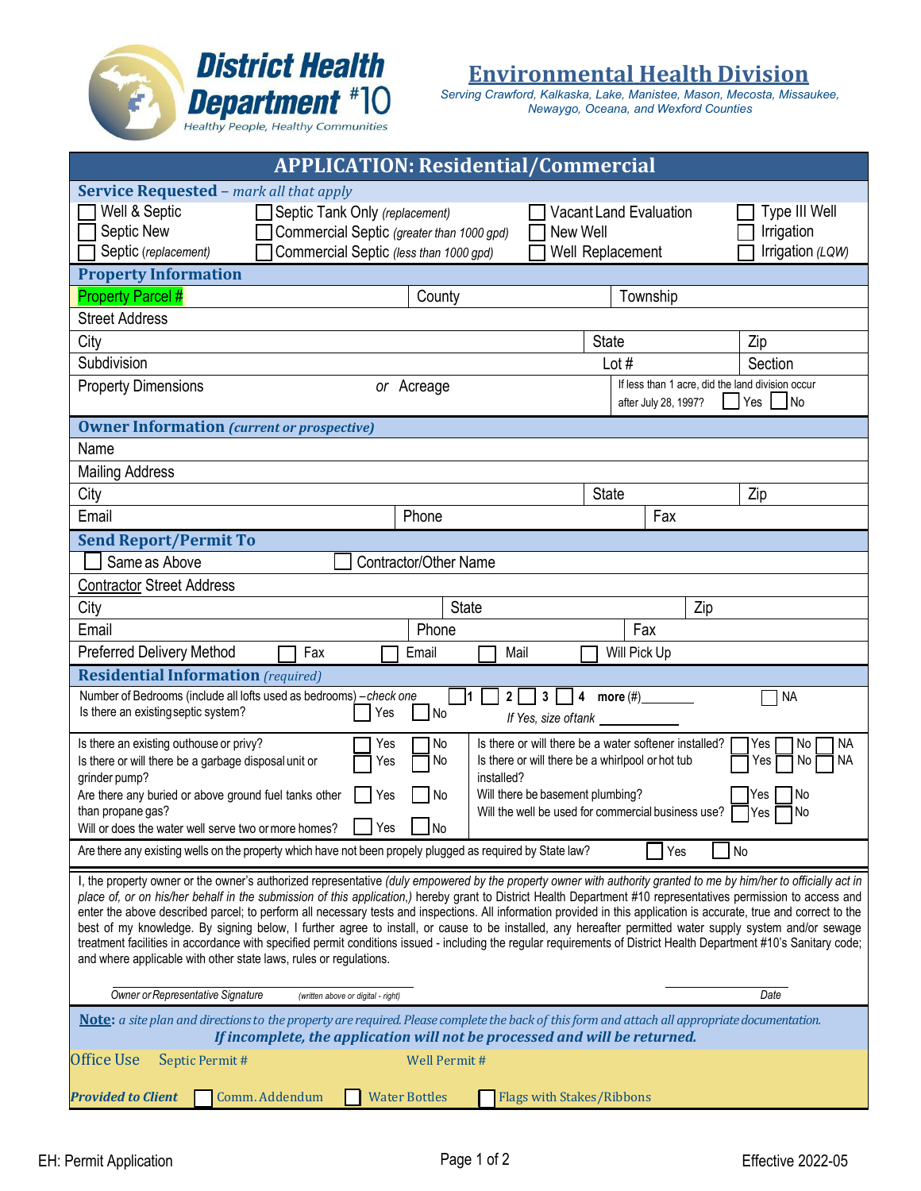**District Health Department #10**
Healthy People, Healthy Communities

## Environmental Health Division

*Serving Crawford, Kalkaska, Lake, Manistee, Mason, Mecosta, Missaukee, Newaygo, Oceana, and Wexford Counties*

# APPLICATION: Residential/Commercial

### Service Requested – *mark all that apply*

| | | | |
|---|---|---|---|
| ☐ Well & Septic | ☐ Septic Tank Only *(replacement)* | ☐ Vacant Land Evaluation | ☐ Type III Well |
| ☐ Septic New | ☐ Commercial Septic *(greater than 1000 gpd)* | ☐ New Well | ☐ Irrigation |
| ☐ Septic *(replacement)* | ☐ Commercial Septic *(less than 1000 gpd)* | ☐ Well Replacement | ☐ Irrigation *(LQW)* |

### Property Information

| | | |
|---|---|---|
| Property Parcel # | County | Township |
| Street Address | | |
| City | State | Zip |
| Subdivision | Lot # | Section |
| Property Dimensions *or* Acreage | If less than 1 acre, did the land division occur after July 28, 1997? ☐ Yes ☐ No | |

### Owner Information *(current or prospective)*

| | | |
|---|---|---|
| Name | | |
| Mailing Address | | |
| City | State | Zip |
| Email | Phone | Fax |

### Send Report/Permit To

| | | | | |
|---|---|---|---|---|
| ☐ Same as Above | ☐ Contractor/Other Name | | | |
| Contractor Street Address | | | | |
| City | State | Zip | | |
| Email | Phone | Fax | | |
| Preferred Delivery Method | ☐ Fax | ☐ Email | ☐ Mail | ☐ Will Pick Up |

### Residential Information *(required)*

Number of Bedrooms (include all lofts used as bedrooms) – *check one* ☐ 1 ☐ 2 ☐ 3 ☐ 4 more (#)________ ☐ NA

Is there an existing septic system? ☐ Yes ☐ No *If Yes, size of tank* ____________

| | | | |
|---|---|---|---|
| Is there an existing outhouse or privy? | ☐ Yes ☐ No | Is there or will there be a water softener installed? | ☐ Yes ☐ No ☐ NA |
| Is there or will there be a garbage disposal unit or grinder pump? | ☐ Yes ☐ No | Is there or will there be a whirlpool or hot tub installed? | ☐ Yes ☐ No ☐ NA |
| Are there any buried or above ground fuel tanks other than propane gas? | ☐ Yes ☐ No | Will there be basement plumbing? | ☐ Yes ☐ No |
| Will or does the water well serve two or more homes? | ☐ Yes ☐ No | Will the well be used for commercial business use? | ☐ Yes ☐ No |

Are there any existing wells on the property which have not been propely plugged as required by State law? ☐ Yes ☐ No

I, the property owner or the owner's authorized representative *(duly empowered by the property owner with authority granted to me by him/her to officially act in place of, or on his/her behalf in the submission of this application,)* hereby grant to District Health Department #10 representatives permission to access and enter the above described parcel; to perform all necessary tests and inspections. All information provided in this application is accurate, true and correct to the best of my knowledge. By signing below, I further agree to install, or cause to be installed, any hereafter permitted water supply system and/or sewage treatment facilities in accordance with specified permit conditions issued - including the regular requirements of District Health Department #10's Sanitary code; and where applicable with other state laws, rules or regulations.

*Owner or Representative Signature* *(written above or digital - right)* ______________________ *Date* ____________

**Note:** *a site plan and directions to the property are required. Please complete the back of this form and attach all appropriate documentation.*

***If incomplete, the application will not be processed and will be returned.***

Office Use   Septic Permit #   Well Permit #

***Provided to Client*** ☐ Comm. Addendum ☐ Water Bottles ☐ Flags with Stakes/Ribbons

EH: Permit Application   Effective 2022-05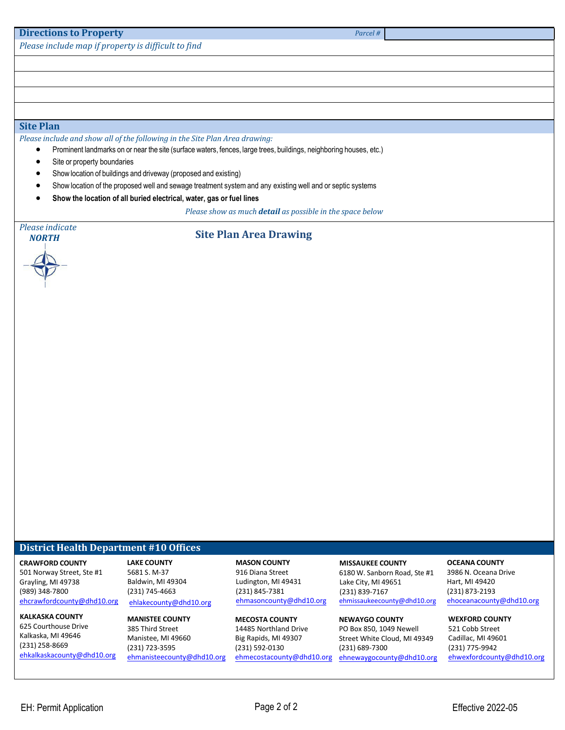## Directions to Property

*Parcel #*

*Please include map if property is difficult to find*

## Site Plan

*Please include and show all of the following in the Site Plan Area drawing:*

- Prominent landmarks on or near the site (surface waters, fences, large trees, buildings, neighboring houses, etc.)
- Site or property boundaries
- Show location of buildings and driveway (proposed and existing)
- Show location of the proposed well and sewage treatment system and any existing well and or septic systems
- **Show the location of all buried electrical, water, gas or fuel lines**

*Please show as much **detail** as possible in the space below*

*Please indicate* ***NORTH***

### Site Plan Area Drawing

## District Health Department #10 Offices

**CRAWFORD COUNTY**
501 Norway Street, Ste #1
Grayling, MI 49738
(989) 348-7800
ehcrawfordcounty@dhd10.org

**KALKASKA COUNTY**
625 Courthouse Drive
Kalkaska, MI 49646
(231) 258-8669
ehkalkaskacounty@dhd10.org

**LAKE COUNTY**
5681 S. M-37
Baldwin, MI 49304
(231) 745-4663
ehlakecounty@dhd10.org

**MANISTEE COUNTY**
385 Third Street
Manistee, MI 49660
(231) 723-3595
ehmanisteecounty@dhd10.org

**MASON COUNTY**
916 Diana Street
Ludington, MI 49431
(231) 845-7381
ehmasoncounty@dhd10.org

**MECOSTA COUNTY**
14485 Northland Drive
Big Rapids, MI 49307
(231) 592-0130
ehmecostacounty@dhd10.org

**MISSAUKEE COUNTY**
6180 W. Sanborn Road, Ste #1
Lake City, MI 49651
(231) 839-7167
ehmissaukeecounty@dhd10.org

**NEWAYGO COUNTY**
PO Box 850, 1049 Newell
Street White Cloud, MI 49349
(231) 689-7300
ehnewaygocounty@dhd10.org

**OCEANA COUNTY**
3986 N. Oceana Drive
Hart, MI 49420
(231) 873-2193
ehoceanacounty@dhd10.org

**WEXFORD COUNTY**
521 Cobb Street
Cadillac, MI 49601
(231) 775-9942
ehwexfordcounty@dhd10.org

EH: Permit Application

Effective 2022-05